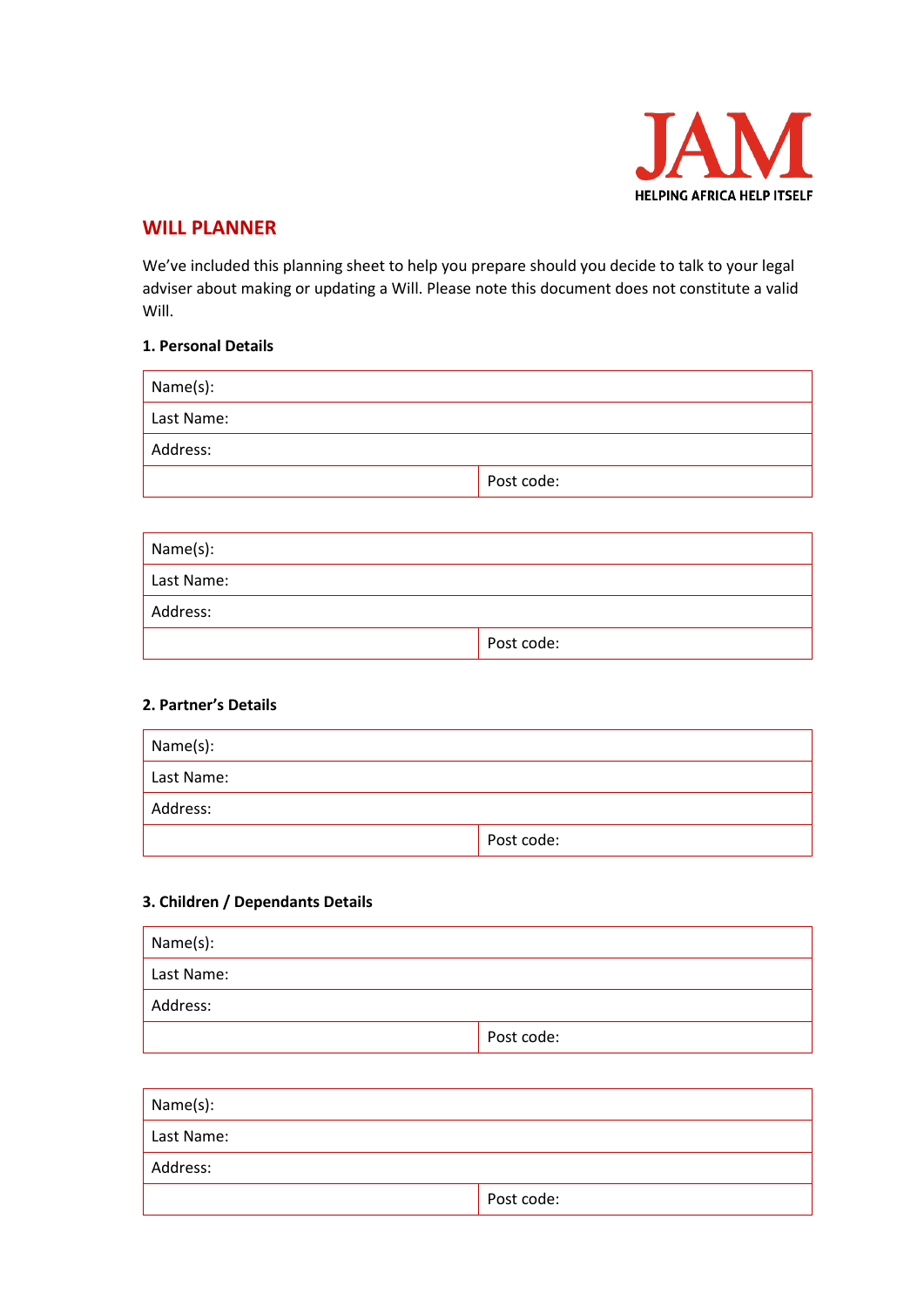JAM

HELPING AFRICA HELP ITSELF

## WILL PLANNER

We've included this planning sheet to help you prepare should you decide to talk to your legal adviser about making or updating a Will. Please note this document does not constitute a valid Will.

### 1. Personal Details

| Name(s): | |
|---|---|
| Last Name: | |
| Address: | |
| | Post code: |

| Name(s): | |
|---|---|
| Last Name: | |
| Address: | |
| | Post code: |

### 2. Partner's Details

| Name(s): | |
|---|---|
| Last Name: | |
| Address: | |
| | Post code: |

### 3. Children / Dependants Details

| Name(s): | |
|---|---|
| Last Name: | |
| Address: | |
| | Post code: |

| Name(s): | |
|---|---|
| Last Name: | |
| Address: | |
| | Post code: |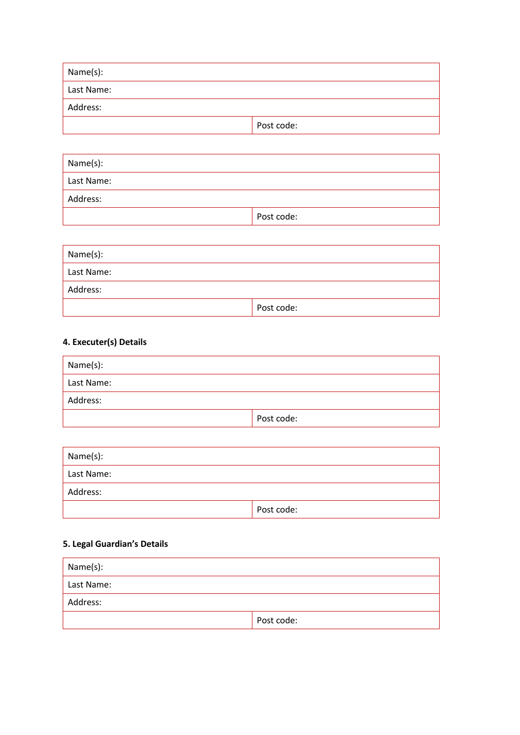| Name(s): | |
|---|---|
| Last Name: | |
| Address: | |
| | Post code: |

| Name(s): | |
|---|---|
| Last Name: | |
| Address: | |
| | Post code: |

| Name(s): | |
|---|---|
| Last Name: | |
| Address: | |
| | Post code: |

**4. Executer(s) Details**

| Name(s): | |
|---|---|
| Last Name: | |
| Address: | |
| | Post code: |

| Name(s): | |
|---|---|
| Last Name: | |
| Address: | |
| | Post code: |

**5. Legal Guardian's Details**

| Name(s): | |
|---|---|
| Last Name: | |
| Address: | |
| | Post code: |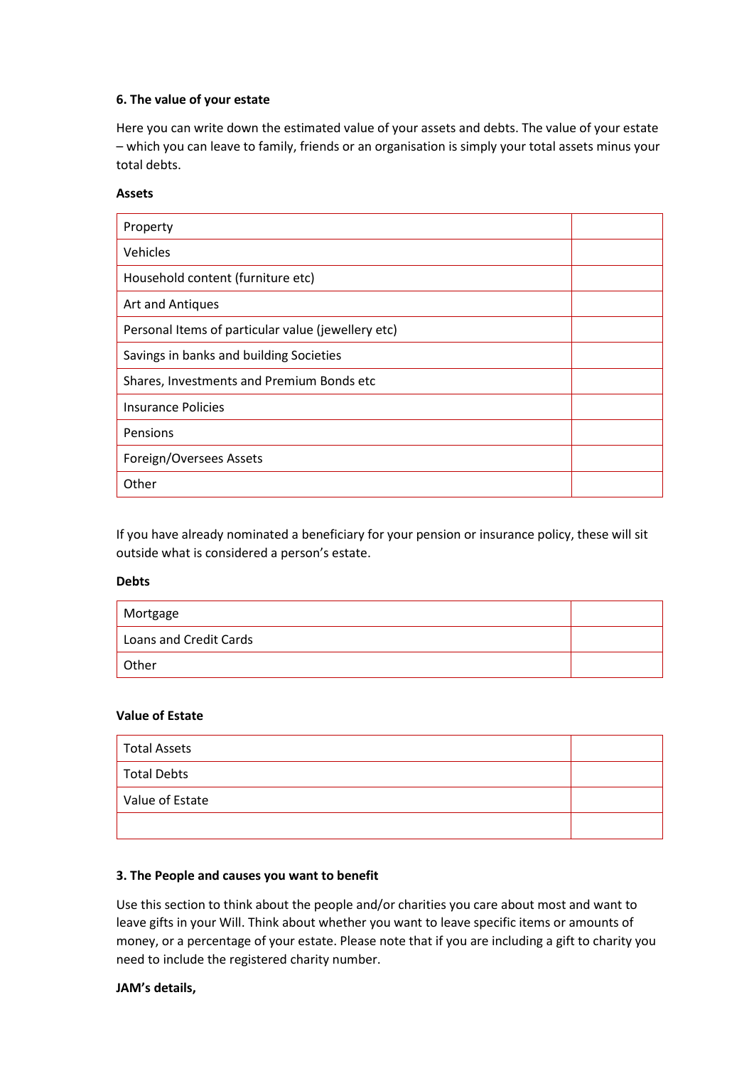**6. The value of your estate**

Here you can write down the estimated value of your assets and debts. The value of your estate – which you can leave to family, friends or an organisation is simply your total assets minus your total debts.

**Assets**

| | |
|---|---|
| Property | |
| Vehicles | |
| Household content (furniture etc) | |
| Art and Antiques | |
| Personal Items of particular value (jewellery etc) | |
| Savings in banks and building Societies | |
| Shares, Investments and Premium Bonds etc | |
| Insurance Policies | |
| Pensions | |
| Foreign/Oversees Assets | |
| Other | |

If you have already nominated a beneficiary for your pension or insurance policy, these will sit outside what is considered a person's estate.

**Debts**

| | |
|---|---|
| Mortgage | |
| Loans and Credit Cards | |
| Other | |

**Value of Estate**

| | |
|---|---|
| Total Assets | |
| Total Debts | |
| Value of Estate | |
| | |

**3. The People and causes you want to benefit**

Use this section to think about the people and/or charities you care about most and want to leave gifts in your Will. Think about whether you want to leave specific items or amounts of money, or a percentage of your estate. Please note that if you are including a gift to charity you need to include the registered charity number.

**JAM's details,**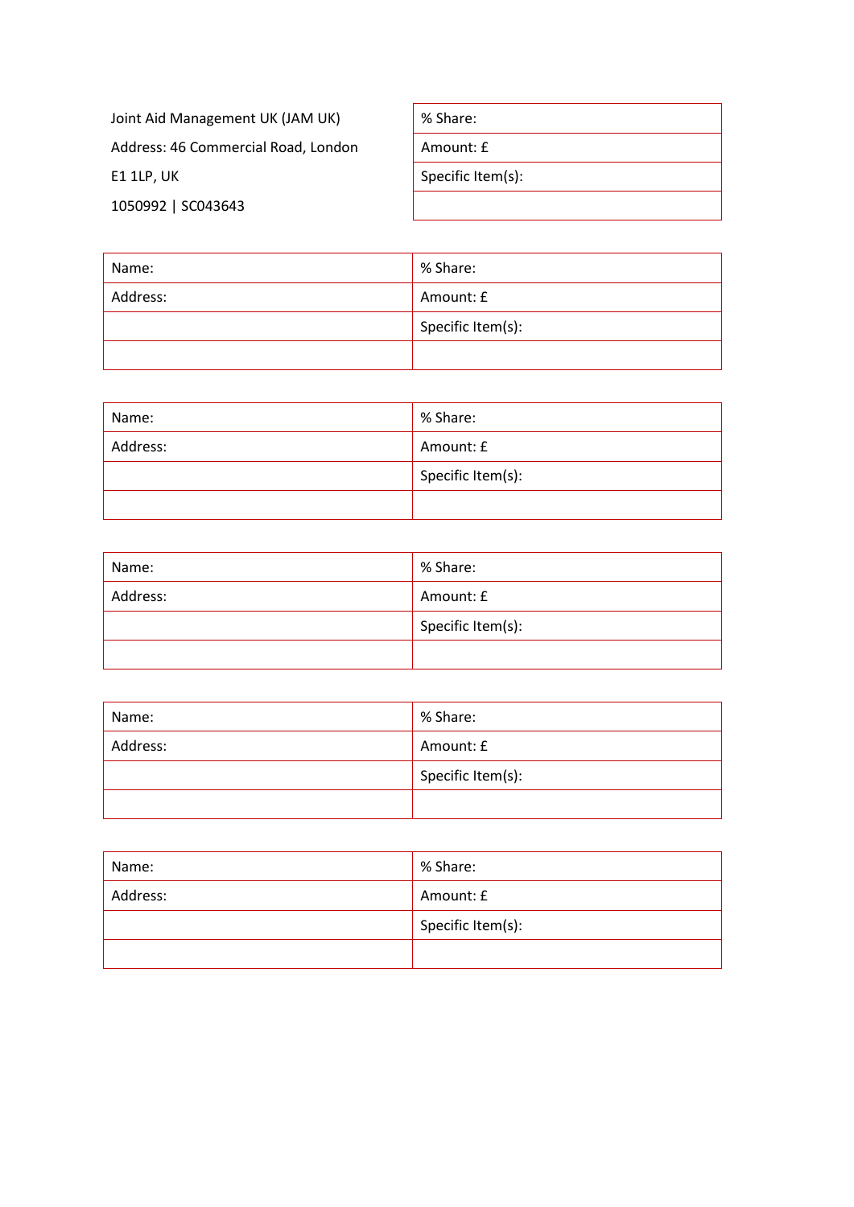| Joint Aid Management UK (JAM UK) | % Share: |
|---|---|
| Address: 46 Commercial Road, London | Amount: £ |
| E1 1LP, UK | Specific Item(s): |
| 1050992 \| SC043643 | |

| Name: | % Share: |
|---|---|
| Address: | Amount: £ |
| | Specific Item(s): |
| | |

| Name: | % Share: |
|---|---|
| Address: | Amount: £ |
| | Specific Item(s): |
| | |

| Name: | % Share: |
|---|---|
| Address: | Amount: £ |
| | Specific Item(s): |
| | |

| Name: | % Share: |
|---|---|
| Address: | Amount: £ |
| | Specific Item(s): |
| | |

| Name: | % Share: |
|---|---|
| Address: | Amount: £ |
| | Specific Item(s): |
| | |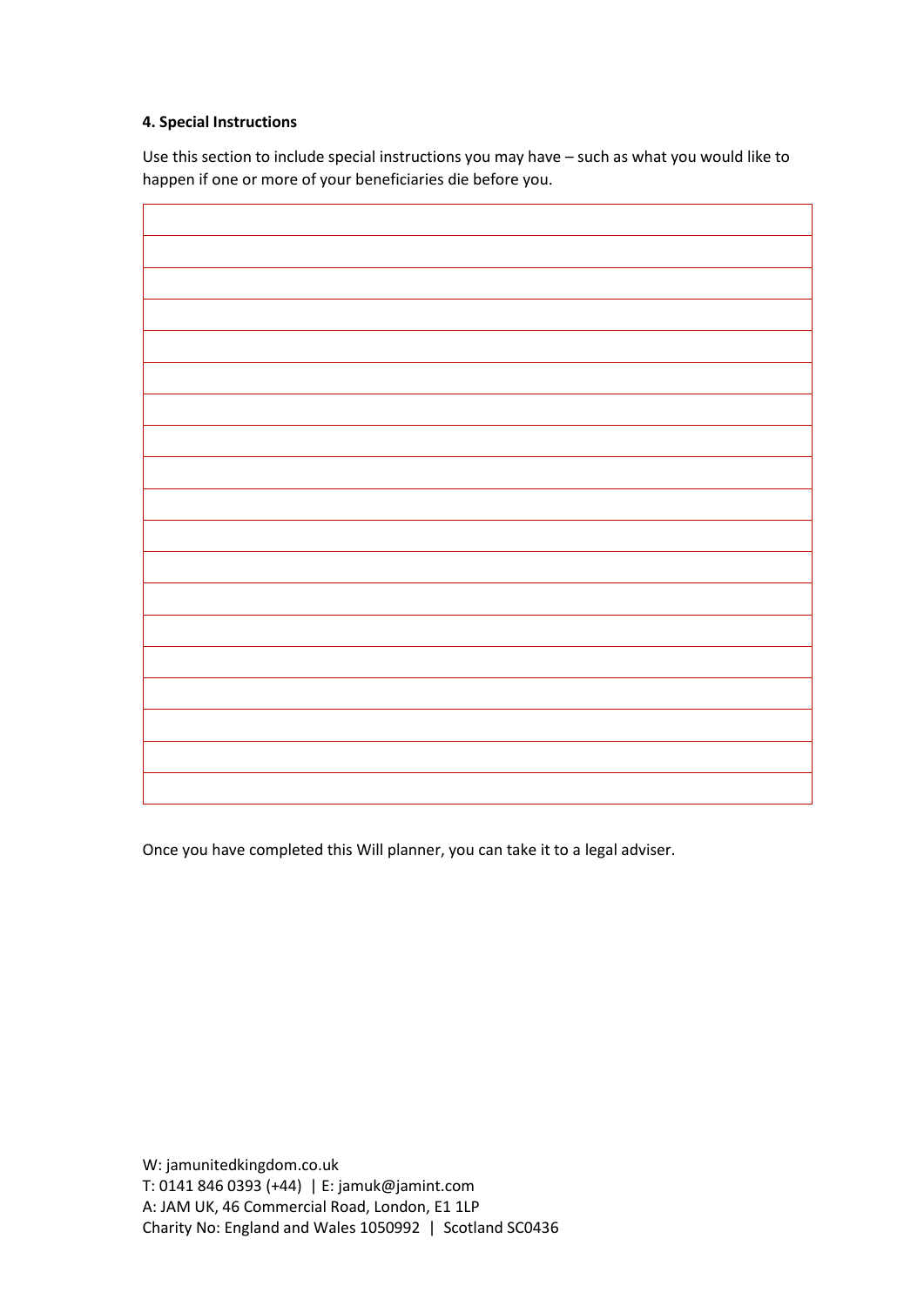**4. Special Instructions**

Use this section to include special instructions you may have – such as what you would like to happen if one or more of your beneficiaries die before you.

| |
|---|
| |
| |
| |
| |
| |
| |
| |
| |
| |
| |
| |
| |
| |
| |
| |
| |
| |
| |

Once you have completed this Will planner, you can take it to a legal adviser.